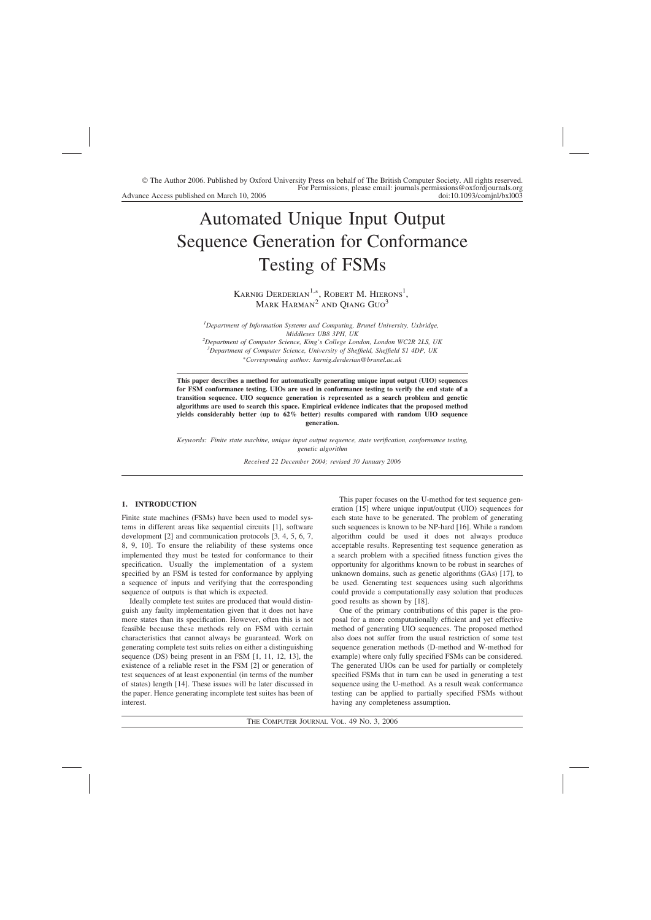© The Author 2006. Published by Oxford University Press on behalf of The British Computer Society. All rights reserved. For Permissions, please email: journals.permissions@oxfordjournals.org
Advance Access published on March 10, 2006 doi:10.1093/comjnl/bxl003

# Automated Unique Input Output Sequence Generation for Conformance Testing of FSMs

Karnig Derderian[1,*], Robert M. Hierons[1], Mark Harman[2] and Qiang Guo[3]

[1]Department of Information Systems and Computing, Brunel University, Uxbridge, Middlesex UB8 3PH, UK
[2]Department of Computer Science, King's College London, London WC2R 2LS, UK
[3]Department of Computer Science, University of Sheffield, Sheffield S1 4DP, UK
*Corresponding author: karnig.derderian@brunel.ac.uk

**This paper describes a method for automatically generating unique input output (UIO) sequences for FSM conformance testing. UIOs are used in conformance testing to verify the end state of a transition sequence. UIO sequence generation is represented as a search problem and genetic algorithms are used to search this space. Empirical evidence indicates that the proposed method yields considerably better (up to 62% better) results compared with random UIO sequence generation.**

*Keywords: Finite state machine, unique input output sequence, state verification, conformance testing, genetic algorithm*

*Received 22 December 2004; revised 30 January 2006*

## 1. INTRODUCTION

Finite state machines (FSMs) have been used to model systems in different areas like sequential circuits [1], software development [2] and communication protocols [3, 4, 5, 6, 7, 8, 9, 10]. To ensure the reliability of these systems once implemented they must be tested for conformance to their specification. Usually the implementation of a system specified by an FSM is tested for conformance by applying a sequence of inputs and verifying that the corresponding sequence of outputs is that which is expected.

Ideally complete test suites are produced that would distinguish any faulty implementation given that it does not have more states than its specification. However, often this is not feasible because these methods rely on FSM with certain characteristics that cannot always be guaranteed. Work on generating complete test suits relies on either a distinguishing sequence (DS) being present in an FSM [1, 11, 12, 13], the existence of a reliable reset in the FSM [2] or generation of test sequences of at least exponential (in terms of the number of states) length [14]. These issues will be later discussed in the paper. Hence generating incomplete test suites has been of interest.

This paper focuses on the U-method for test sequence generation [15] where unique input/output (UIO) sequences for each state have to be generated. The problem of generating such sequences is known to be NP-hard [16]. While a random algorithm could be used it does not always produce acceptable results. Representing test sequence generation as a search problem with a specified fitness function gives the opportunity for algorithms known to be robust in searches of unknown domains, such as genetic algorithms (GAs) [17], to be used. Generating test sequences using such algorithms could provide a computationally easy solution that produces good results as shown by [18].

One of the primary contributions of this paper is the proposal for a more computationally efficient and yet effective method of generating UIO sequences. The proposed method also does not suffer from the usual restriction of some test sequence generation methods (D-method and W-method for example) where only fully specified FSMs can be considered. The generated UIOs can be used for partially or completely specified FSMs that in turn can be used in generating a test sequence using the U-method. As a result weak conformance testing can be applied to partially specified FSMs without having any completeness assumption.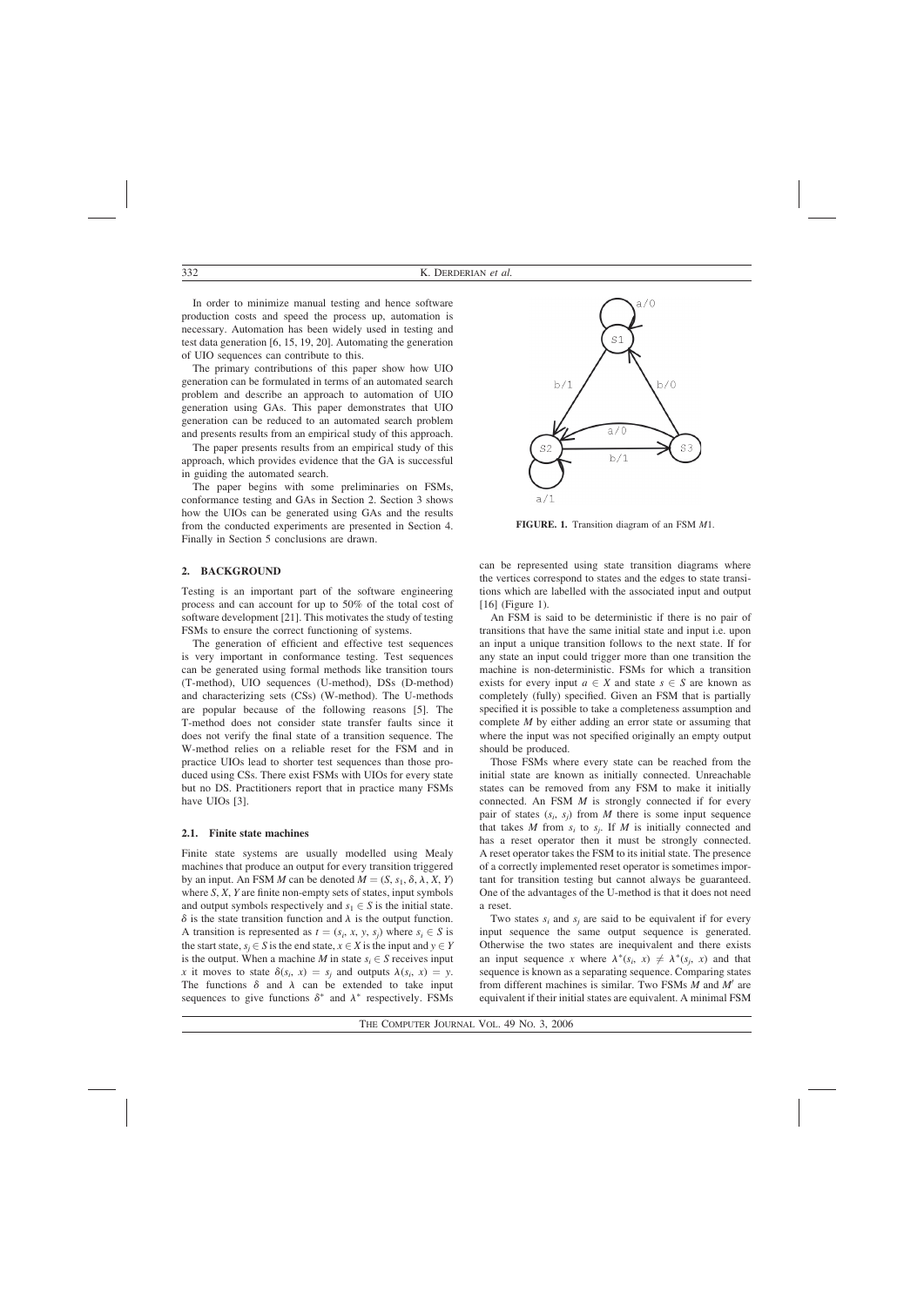In order to minimize manual testing and hence software production costs and speed the process up, automation is necessary. Automation has been widely used in testing and test data generation [6, 15, 19, 20]. Automating the generation of UIO sequences can contribute to this.

The primary contributions of this paper show how UIO generation can be formulated in terms of an automated search problem and describe an approach to automation of UIO generation using GAs. This paper demonstrates that UIO generation can be reduced to an automated search problem and presents results from an empirical study of this approach.

The paper presents results from an empirical study of this approach, which provides evidence that the GA is successful in guiding the automated search.

The paper begins with some preliminaries on FSMs, conformance testing and GAs in Section 2. Section 3 shows how the UIOs can be generated using GAs and the results from the conducted experiments are presented in Section 4. Finally in Section 5 conclusions are drawn.

## 2. BACKGROUND

Testing is an important part of the software engineering process and can account for up to 50% of the total cost of software development [21]. This motivates the study of testing FSMs to ensure the correct functioning of systems.

The generation of efficient and effective test sequences is very important in conformance testing. Test sequences can be generated using formal methods like transition tours (T-method), UIO sequences (U-method), DSs (D-method) and characterizing sets (CSs) (W-method). The U-methods are popular because of the following reasons [5]. The T-method does not consider state transfer faults since it does not verify the final state of a transition sequence. The W-method relies on a reliable reset for the FSM and in practice UIOs lead to shorter test sequences than those produced using CSs. There exist FSMs with UIOs for every state but no DS. Practitioners report that in practice many FSMs have UIOs [3].

### 2.1. Finite state machines

Finite state systems are usually modelled using Mealy machines that produce an output for every transition triggered by an input. An FSM $M$ can be denoted $M = (S, s_1, \delta, \lambda, X, Y)$ where $S$, $X$, $Y$ are finite non-empty sets of states, input symbols and output symbols respectively and $s_1 \in S$ is the initial state. $\delta$ is the state transition function and $\lambda$ is the output function. A transition is represented as $t = (s_i, x, y, s_j)$ where $s_i \in S$ is the start state, $s_j \in S$ is the end state, $x \in X$ is the input and $y \in Y$ is the output. When a machine $M$ in state $s_i \in S$ receives input $x$ it moves to state $\delta(s_i, x) = s_j$ and outputs $\lambda(s_i, x) = y$. The functions $\delta$ and $\lambda$ can be extended to take input sequences to give functions $\delta^*$ and $\lambda^*$ respectively. FSMs can be represented using state transition diagrams where the vertices correspond to states and the edges to state transitions which are labelled with the associated input and output [16] (Figure 1).

FIGURE. 1. Transition diagram of an FSM $M1$.

An FSM is said to be deterministic if there is no pair of transitions that have the same initial state and input i.e. upon an input a unique transition follows to the next state. If for any state an input could trigger more than one transition the machine is non-deterministic. FSMs for which a transition exists for every input $a \in X$ and state $s \in S$ are known as completely (fully) specified. Given an FSM that is partially specified it is possible to take a completeness assumption and complete $M$ by either adding an error state or assuming that where the input was not specified originally an empty output should be produced.

Those FSMs where every state can be reached from the initial state are known as initially connected. Unreachable states can be removed from any FSM to make it initially connected. An FSM $M$ is strongly connected if for every pair of states $(s_i, s_j)$ from $M$ there is some input sequence that takes $M$ from $s_i$ to $s_j$. If $M$ is initially connected and has a reset operator then it must be strongly connected. A reset operator takes the FSM to its initial state. The presence of a correctly implemented reset operator is sometimes important for transition testing but cannot always be guaranteed. One of the advantages of the U-method is that it does not need a reset.

Two states $s_i$ and $s_j$ are said to be equivalent if for every input sequence the same output sequence is generated. Otherwise the two states are inequivalent and there exists an input sequence $x$ where $\lambda^*(s_i, x) \neq \lambda^*(s_j, x)$ and that sequence is known as a separating sequence. Comparing states from different machines is similar. Two FSMs $M$ and $M'$ are equivalent if their initial states are equivalent. A minimal FSM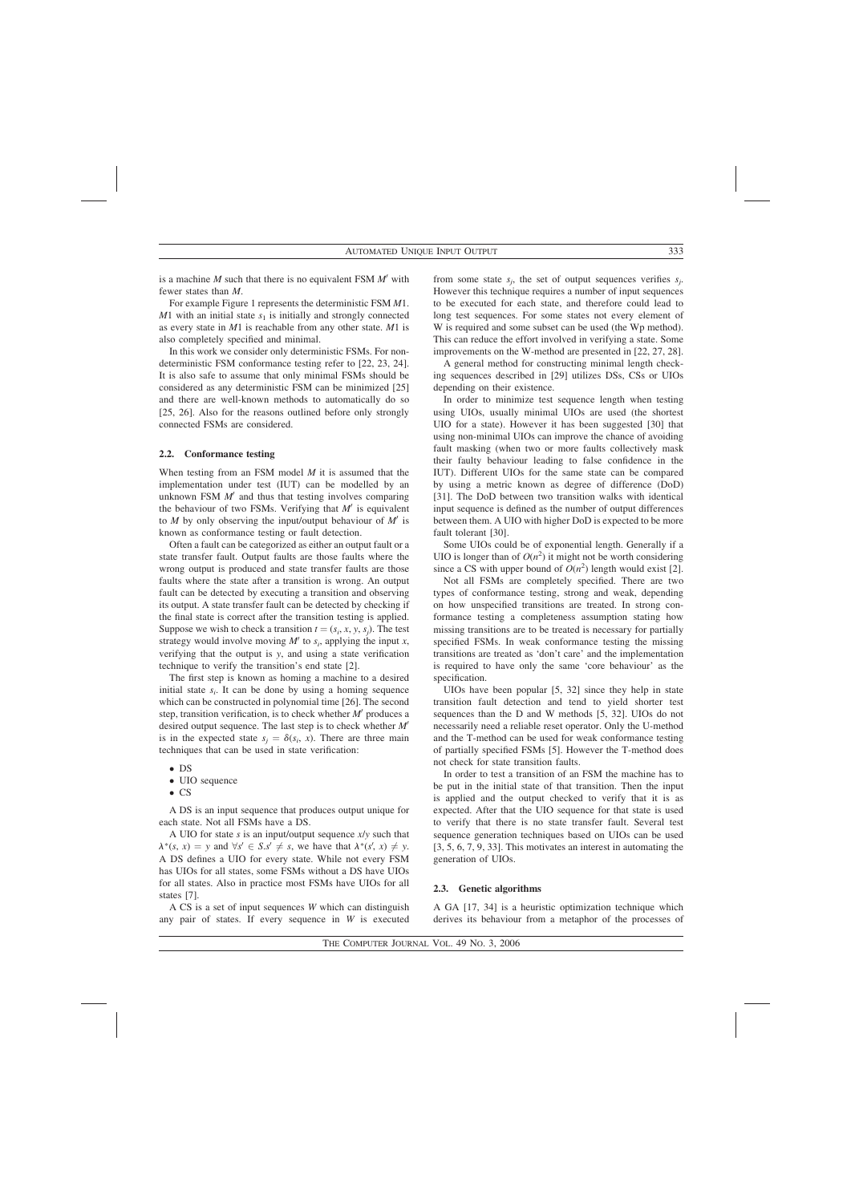is a machine $M$ such that there is no equivalent FSM $M'$ with fewer states than $M$.

For example Figure 1 represents the deterministic FSM $M1$. $M1$ with an initial state $s_1$ is initially and strongly connected as every state in $M1$ is reachable from any other state. $M1$ is also completely specified and minimal.

In this work we consider only deterministic FSMs. For non-deterministic FSM conformance testing refer to [22, 23, 24]. It is also safe to assume that only minimal FSMs should be considered as any deterministic FSM can be minimized [25] and there are well-known methods to automatically do so [25, 26]. Also for the reasons outlined before only strongly connected FSMs are considered.

### 2.2. Conformance testing

When testing from an FSM model $M$ it is assumed that the implementation under test (IUT) can be modelled by an unknown FSM $M'$ and thus that testing involves comparing the behaviour of two FSMs. Verifying that $M'$ is equivalent to $M$ by only observing the input/output behaviour of $M'$ is known as conformance testing or fault detection.

Often a fault can be categorized as either an output fault or a state transfer fault. Output faults are those faults where the wrong output is produced and state transfer faults are those faults where the state after a transition is wrong. An output fault can be detected by executing a transition and observing its output. A state transfer fault can be detected by checking if the final state is correct after the transition testing is applied. Suppose we wish to check a transition $t = (s_i, x, y, s_j)$. The test strategy would involve moving $M'$ to $s_i$, applying the input $x$, verifying that the output is $y$, and using a state verification technique to verify the transition's end state [2].

The first step is known as homing a machine to a desired initial state $s_i$. It can be done by using a homing sequence which can be constructed in polynomial time [26]. The second step, transition verification, is to check whether $M'$ produces a desired output sequence. The last step is to check whether $M'$ is in the expected state $s_j = \delta(s_i, x)$. There are three main techniques that can be used in state verification:

- DS
- UIO sequence
- CS

A DS is an input sequence that produces output unique for each state. Not all FSMs have a DS.

A UIO for state $s$ is an input/output sequence $x/y$ such that $\lambda^*(s, x) = y$ and $\forall s' \in S.s' \neq s$, we have that $\lambda^*(s', x) \neq y$. A DS defines a UIO for every state. While not every FSM has UIOs for all states, some FSMs without a DS have UIOs for all states. Also in practice most FSMs have UIOs for all states [7].

A CS is a set of input sequences $W$ which can distinguish any pair of states. If every sequence in $W$ is executed from some state $s_j$, the set of output sequences verifies $s_j$. However this technique requires a number of input sequences to be executed for each state, and therefore could lead to long test sequences. For some states not every element of W is required and some subset can be used (the Wp method). This can reduce the effort involved in verifying a state. Some improvements on the W-method are presented in [22, 27, 28].

A general method for constructing minimal length checking sequences described in [29] utilizes DSs, CSs or UIOs depending on their existence.

In order to minimize test sequence length when testing using UIOs, usually minimal UIOs are used (the shortest UIO for a state). However it has been suggested [30] that using non-minimal UIOs can improve the chance of avoiding fault masking (when two or more faults collectively mask their faulty behaviour leading to false confidence in the IUT). Different UIOs for the same state can be compared by using a metric known as degree of difference (DoD) [31]. The DoD between two transition walks with identical input sequence is defined as the number of output differences between them. A UIO with higher DoD is expected to be more fault tolerant [30].

Some UIOs could be of exponential length. Generally if a UIO is longer than of $O(n^2)$ it might not be worth considering since a CS with upper bound of $O(n^2)$ length would exist [2].

Not all FSMs are completely specified. There are two types of conformance testing, strong and weak, depending on how unspecified transitions are treated. In strong conformance testing a completeness assumption stating how missing transitions are to be treated is necessary for partially specified FSMs. In weak conformance testing the missing transitions are treated as 'don't care' and the implementation is required to have only the same 'core behaviour' as the specification.

UIOs have been popular [5, 32] since they help in state transition fault detection and tend to yield shorter test sequences than the D and W methods [5, 32]. UIOs do not necessarily need a reliable reset operator. Only the U-method and the T-method can be used for weak conformance testing of partially specified FSMs [5]. However the T-method does not check for state transition faults.

In order to test a transition of an FSM the machine has to be put in the initial state of that transition. Then the input is applied and the output checked to verify that it is as expected. After that the UIO sequence for that state is used to verify that there is no state transfer fault. Several test sequence generation techniques based on UIOs can be used [3, 5, 6, 7, 9, 33]. This motivates an interest in automating the generation of UIOs.

### 2.3. Genetic algorithms

A GA [17, 34] is a heuristic optimization technique which derives its behaviour from a metaphor of the processes of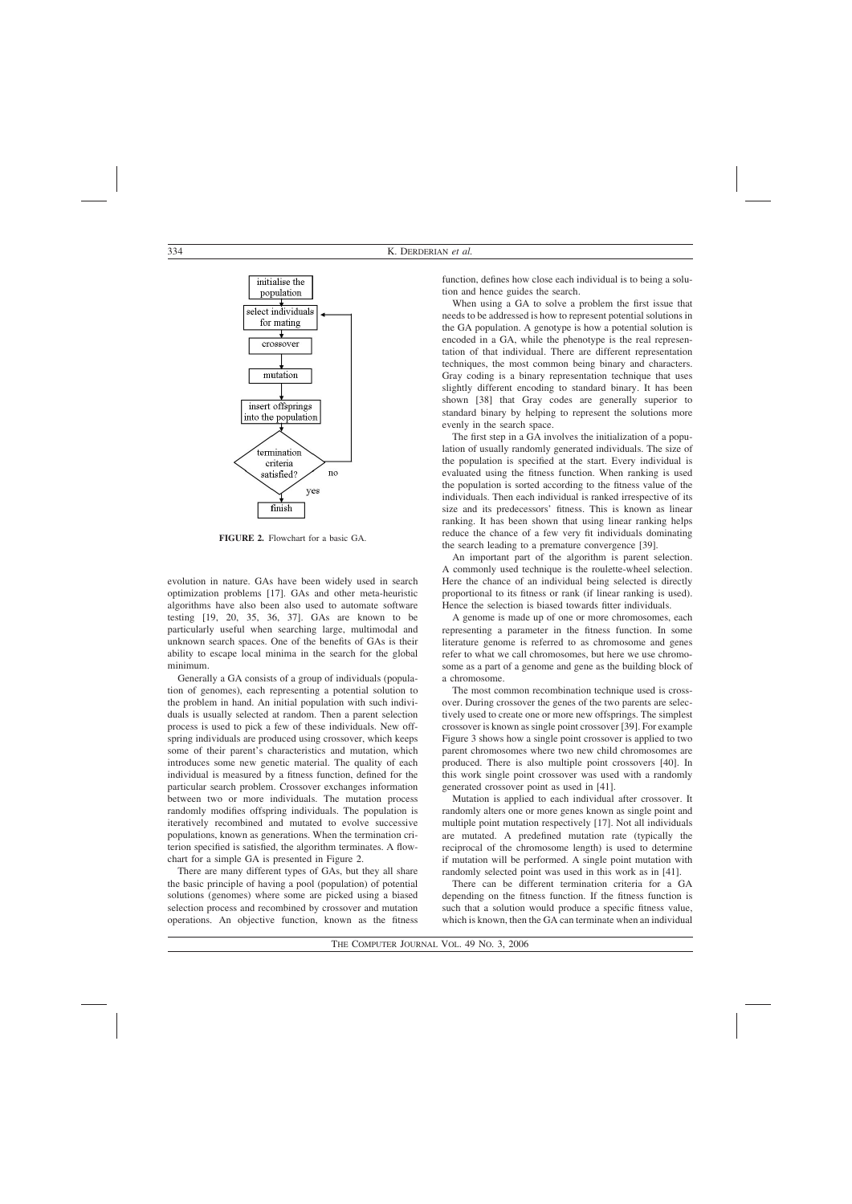initialise the population

select individuals for mating

crossover

mutation

insert offsprings into the population

termination criteria satisfied?

no

yes

finish

**FIGURE 2.** Flowchart for a basic GA.

evolution in nature. GAs have been widely used in search optimization problems [17]. GAs and other meta-heuristic algorithms have also been also used to automate software testing [19, 20, 35, 36, 37]. GAs are known to be particularly useful when searching large, multimodal and unknown search spaces. One of the benefits of GAs is their ability to escape local minima in the search for the global minimum.

Generally a GA consists of a group of individuals (population of genomes), each representing a potential solution to the problem in hand. An initial population with such individuals is usually selected at random. Then a parent selection process is used to pick a few of these individuals. New offspring individuals are produced using crossover, which keeps some of their parent's characteristics and mutation, which introduces some new genetic material. The quality of each individual is measured by a fitness function, defined for the particular search problem. Crossover exchanges information between two or more individuals. The mutation process randomly modifies offspring individuals. The population is iteratively recombined and mutated to evolve successive populations, known as generations. When the termination criterion specified is satisfied, the algorithm terminates. A flowchart for a simple GA is presented in Figure 2.

There are many different types of GAs, but they all share the basic principle of having a pool (population) of potential solutions (genomes) where some are picked using a biased selection process and recombined by crossover and mutation operations. An objective function, known as the fitness function, defines how close each individual is to being a solution and hence guides the search.

When using a GA to solve a problem the first issue that needs to be addressed is how to represent potential solutions in the GA population. A genotype is how a potential solution is encoded in a GA, while the phenotype is the real representation of that individual. There are different representation techniques, the most common being binary and characters. Gray coding is a binary representation technique that uses slightly different encoding to standard binary. It has been shown [38] that Gray codes are generally superior to standard binary by helping to represent the solutions more evenly in the search space.

The first step in a GA involves the initialization of a population of usually randomly generated individuals. The size of the population is specified at the start. Every individual is evaluated using the fitness function. When ranking is used the population is sorted according to the fitness value of the individuals. Then each individual is ranked irrespective of its size and its predecessors' fitness. This is known as linear ranking. It has been shown that using linear ranking helps reduce the chance of a few very fit individuals dominating the search leading to a premature convergence [39].

An important part of the algorithm is parent selection. A commonly used technique is the roulette-wheel selection. Here the chance of an individual being selected is directly proportional to its fitness or rank (if linear ranking is used). Hence the selection is biased towards fitter individuals.

A genome is made up of one or more chromosomes, each representing a parameter in the fitness function. In some literature genome is referred to as chromosome and genes refer to what we call chromosomes, but here we use chromosome as a part of a genome and gene as the building block of a chromosome.

The most common recombination technique used is crossover. During crossover the genes of the two parents are selectively used to create one or more new offsprings. The simplest crossover is known as single point crossover [39]. For example Figure 3 shows how a single point crossover is applied to two parent chromosomes where two new child chromosomes are produced. There is also multiple point crossovers [40]. In this work single point crossover was used with a randomly generated crossover point as used in [41].

Mutation is applied to each individual after crossover. It randomly alters one or more genes known as single point and multiple point mutation respectively [17]. Not all individuals are mutated. A predefined mutation rate (typically the reciprocal of the chromosome length) is used to determine if mutation will be performed. A single point mutation with randomly selected point was used in this work as in [41].

There can be different termination criteria for a GA depending on the fitness function. If the fitness function is such that a solution would produce a specific fitness value, which is known, then the GA can terminate when an individual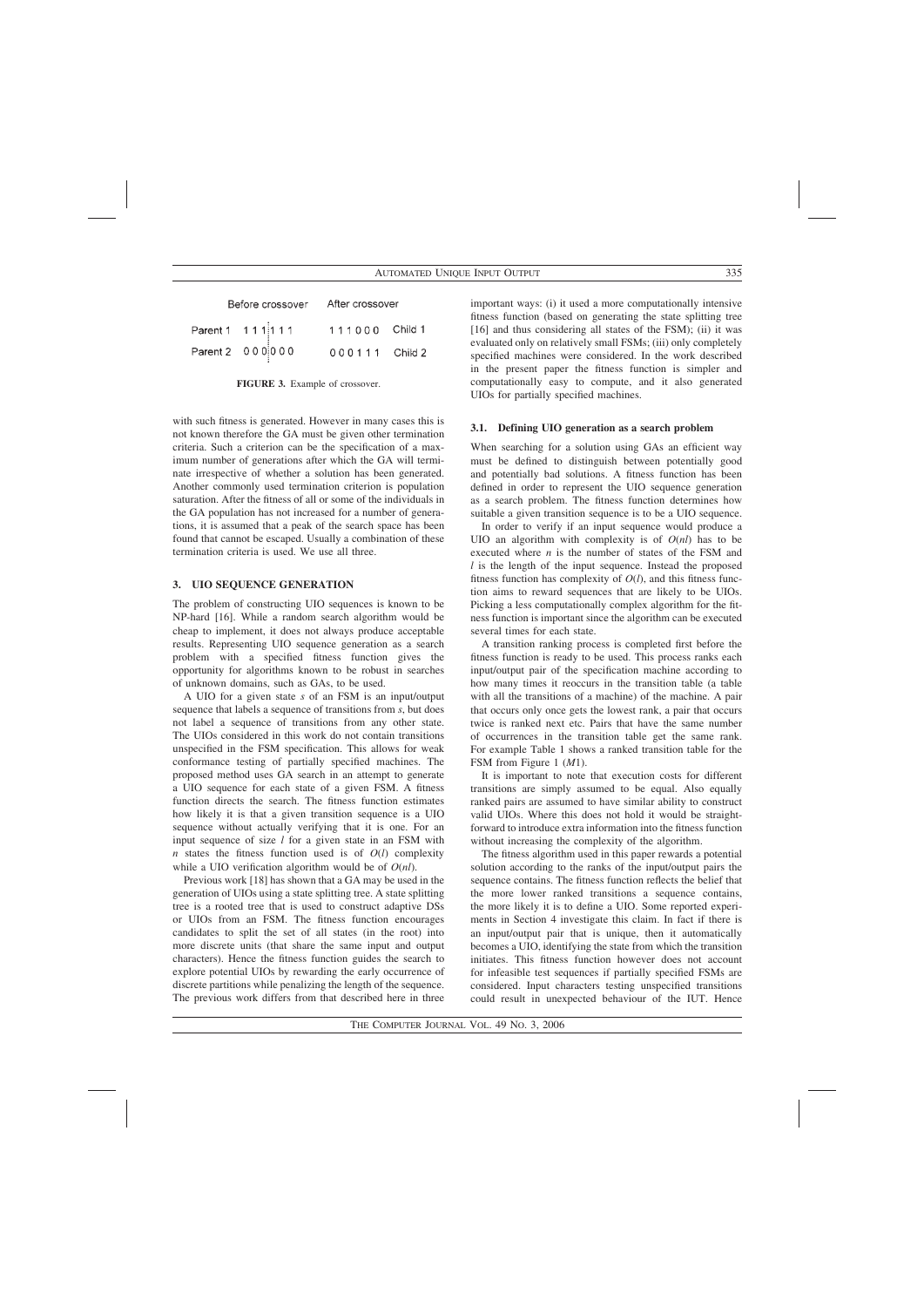| | Before crossover | After crossover | |
|---|---|---|---|
| Parent 1 | 111 111 | 111000 | Child 1 |
| Parent 2 | 000 000 | 000111 | Child 2 |

**FIGURE 3.** Example of crossover.

with such fitness is generated. However in many cases this is not known therefore the GA must be given other termination criteria. Such a criterion can be the specification of a maximum number of generations after which the GA will terminate irrespective of whether a solution has been generated. Another commonly used termination criterion is population saturation. After the fitness of all or some of the individuals in the GA population has not increased for a number of generations, it is assumed that a peak of the search space has been found that cannot be escaped. Usually a combination of these termination criteria is used. We use all three.

## 3. UIO SEQUENCE GENERATION

The problem of constructing UIO sequences is known to be NP-hard [16]. While a random search algorithm would be cheap to implement, it does not always produce acceptable results. Representing UIO sequence generation as a search problem with a specified fitness function gives the opportunity for algorithms known to be robust in searches of unknown domains, such as GAs, to be used.

A UIO for a given state $s$ of an FSM is an input/output sequence that labels a sequence of transitions from $s$, but does not label a sequence of transitions from any other state. The UIOs considered in this work do not contain transitions unspecified in the FSM specification. This allows for weak conformance testing of partially specified machines. The proposed method uses GA search in an attempt to generate a UIO sequence for each state of a given FSM. A fitness function directs the search. The fitness function estimates how likely it is that a given transition sequence is a UIO sequence without actually verifying that it is one. For an input sequence of size $l$ for a given state in an FSM with $n$ states the fitness function used is of $O(l)$ complexity while a UIO verification algorithm would be of $O(nl)$.

Previous work [18] has shown that a GA may be used in the generation of UIOs using a state splitting tree. A state splitting tree is a rooted tree that is used to construct adaptive DSs or UIOs from an FSM. The fitness function encourages candidates to split the set of all states (in the root) into more discrete units (that share the same input and output characters). Hence the fitness function guides the search to explore potential UIOs by rewarding the early occurrence of discrete partitions while penalizing the length of the sequence. The previous work differs from that described here in three important ways: (i) it used a more computationally intensive fitness function (based on generating the state splitting tree [16] and thus considering all states of the FSM); (ii) it was evaluated only on relatively small FSMs; (iii) only completely specified machines were considered. In the work described in the present paper the fitness function is simpler and computationally easy to compute, and it also generated UIOs for partially specified machines.

### 3.1. Defining UIO generation as a search problem

When searching for a solution using GAs an efficient way must be defined to distinguish between potentially good and potentially bad solutions. A fitness function has been defined in order to represent the UIO sequence generation as a search problem. The fitness function determines how suitable a given transition sequence is to be a UIO sequence.

In order to verify if an input sequence would produce a UIO an algorithm with complexity is of $O(nl)$ has to be executed where $n$ is the number of states of the FSM and $l$ is the length of the input sequence. Instead the proposed fitness function has complexity of $O(l)$, and this fitness function aims to reward sequences that are likely to be UIOs. Picking a less computationally complex algorithm for the fitness function is important since the algorithm can be executed several times for each state.

A transition ranking process is completed first before the fitness function is ready to be used. This process ranks each input/output pair of the specification machine according to how many times it reoccurs in the transition table (a table with all the transitions of a machine) of the machine. A pair that occurs only once gets the lowest rank, a pair that occurs twice is ranked next etc. Pairs that have the same number of occurrences in the transition table get the same rank. For example Table 1 shows a ranked transition table for the FSM from Figure 1 ($M1$).

It is important to note that execution costs for different transitions are simply assumed to be equal. Also equally ranked pairs are assumed to have similar ability to construct valid UIOs. Where this does not hold it would be straightforward to introduce extra information into the fitness function without increasing the complexity of the algorithm.

The fitness algorithm used in this paper rewards a potential solution according to the ranks of the input/output pairs the sequence contains. The fitness function reflects the belief that the more lower ranked transitions a sequence contains, the more likely it is to define a UIO. Some reported experiments in Section 4 investigate this claim. In fact if there is an input/output pair that is unique, then it automatically becomes a UIO, identifying the state from which the transition initiates. This fitness function however does not account for infeasible test sequences if partially specified FSMs are considered. Input characters testing unspecified transitions could result in unexpected behaviour of the IUT. Hence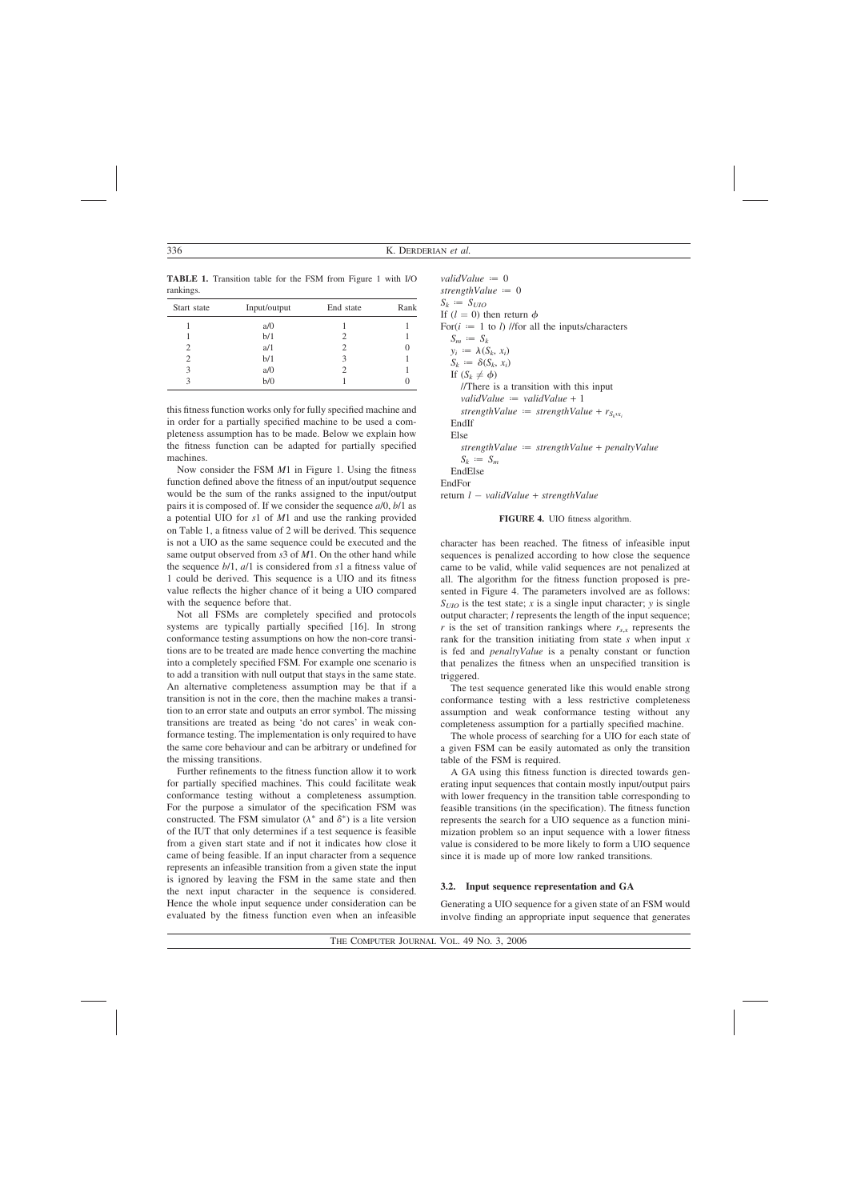**TABLE 1.** Transition table for the FSM from Figure 1 with I/O rankings.

| Start state | Input/output | End state | Rank |
|---|---|---|---|
| 1 | a/0 | 1 | 1 |
| 1 | b/1 | 2 | 1 |
| 2 | a/1 | 2 | 0 |
| 2 | b/1 | 3 | 1 |
| 3 | a/0 | 2 | 1 |
| 3 | b/0 | 1 | 0 |

this fitness function works only for fully specified machine and in order for a partially specified machine to be used a completeness assumption has to be made. Below we explain how the fitness function can be adapted for partially specified machines.

Now consider the FSM *M*1 in Figure 1. Using the fitness function defined above the fitness of an input/output sequence would be the sum of the ranks assigned to the input/output pairs it is composed of. If we consider the sequence *a*/0, *b*/1 as a potential UIO for *s*1 of *M*1 and use the ranking provided on Table 1, a fitness value of 2 will be derived. This sequence is not a UIO as the same sequence could be executed and the same output observed from *s*3 of *M*1. On the other hand while the sequence *b*/1, *a*/1 is considered from *s*1 a fitness value of 1 could be derived. This sequence is a UIO and its fitness value reflects the higher chance of it being a UIO compared with the sequence before that.

Not all FSMs are completely specified and protocols systems are typically partially specified [16]. In strong conformance testing assumptions on how the non-core transitions are to be treated are made hence converting the machine into a completely specified FSM. For example one scenario is to add a transition with null output that stays in the same state. An alternative completeness assumption may be that if a transition is not in the core, then the machine makes a transition to an error state and outputs an error symbol. The missing transitions are treated as being 'do not cares' in weak conformance testing. The implementation is only required to have the same core behaviour and can be arbitrary or undefined for the missing transitions.

Further refinements to the fitness function allow it to work for partially specified machines. This could facilitate weak conformance testing without a completeness assumption. For the purpose a simulator of the specification FSM was constructed. The FSM simulator ($\lambda^*$ and $\delta^*$) is a lite version of the IUT that only determines if a test sequence is feasible from a given start state and if not it indicates how close it came of being feasible. If an input character from a sequence represents an infeasible transition from a given state the input is ignored by leaving the FSM in the same state and then the next input character in the sequence is considered. Hence the whole input sequence under consideration can be evaluated by the fitness function even when an infeasible character has been reached. The fitness of infeasible input sequences is penalized according to how close the sequence came to be valid, while valid sequences are not penalized at all. The algorithm for the fitness function proposed is presented in Figure 4. The parameters involved are as follows: $S_{UIO}$ is the test state; $x$ is a single input character; $y$ is single output character; $l$ represents the length of the input sequence; $r$ is the set of transition rankings where $r_{s,x}$ represents the rank for the transition initiating from state $s$ when input $x$ is fed and *penaltyValue* is a penalty constant or function that penalizes the fitness when an unspecified transition is triggered.

```
validValue := 0
strengthValue := 0
S_k := S_UIO
If (l = 0) then return φ
For(i := 1 to l) //for all the inputs/characters
  S_m := S_k
  y_i := λ(S_k, x_i)
  S_k := δ(S_k, x_i)
  If (S_k ≠ φ)
    //There is a transition with this input
    validValue := validValue + 1
    strengthValue := strengthValue + r_{S_k,x_i}
  EndIf
  Else
    strengthValue := strengthValue + penaltyValue
    S_k := S_m
  EndElse
EndFor
return l − validValue + strengthValue
```

**FIGURE 4.** UIO fitness algorithm.

The test sequence generated like this would enable strong conformance testing with a less restrictive completeness assumption and weak conformance testing without any completeness assumption for a partially specified machine.

The whole process of searching for a UIO for each state of a given FSM can be easily automated as only the transition table of the FSM is required.

A GA using this fitness function is directed towards generating input sequences that contain mostly input/output pairs with lower frequency in the transition table corresponding to feasible transitions (in the specification). The fitness function represents the search for a UIO sequence as a function minimization problem so an input sequence with a lower fitness value is considered to be more likely to form a UIO sequence since it is made up of more low ranked transitions.

### 3.2. Input sequence representation and GA

Generating a UIO sequence for a given state of an FSM would involve finding an appropriate input sequence that generates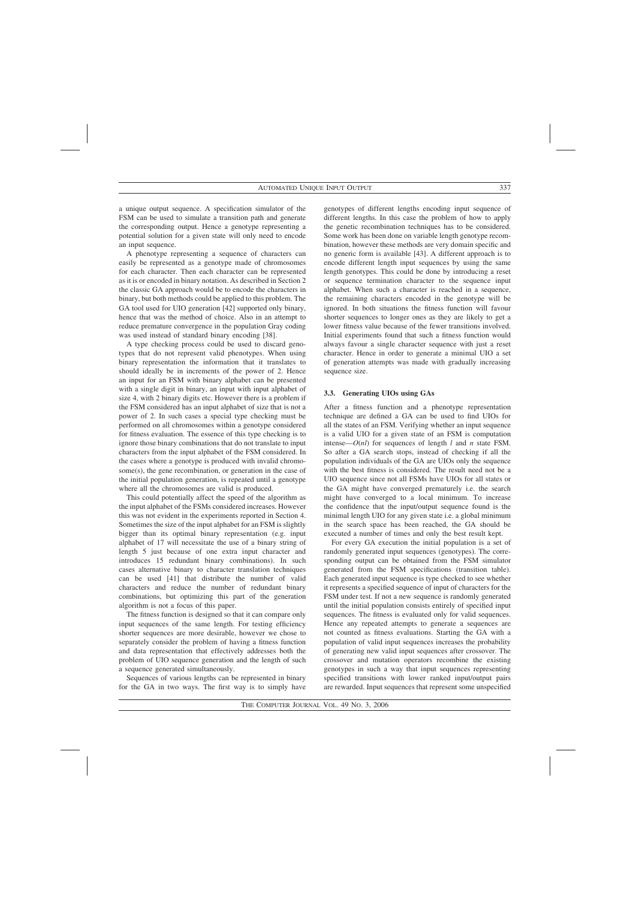a unique output sequence. A specification simulator of the FSM can be used to simulate a transition path and generate the corresponding output. Hence a genotype representing a potential solution for a given state will only need to encode an input sequence.

A phenotype representing a sequence of characters can easily be represented as a genotype made of chromosomes for each character. Then each character can be represented as it is or encoded in binary notation. As described in Section 2 the classic GA approach would be to encode the characters in binary, but both methods could be applied to this problem. The GA tool used for UIO generation [42] supported only binary, hence that was the method of choice. Also in an attempt to reduce premature convergence in the population Gray coding was used instead of standard binary encoding [38].

A type checking process could be used to discard genotypes that do not represent valid phenotypes. When using binary representation the information that it translates to should ideally be in increments of the power of 2. Hence an input for an FSM with binary alphabet can be presented with a single digit in binary, an input with input alphabet of size 4, with 2 binary digits etc. However there is a problem if the FSM considered has an input alphabet of size that is not a power of 2. In such cases a special type checking must be performed on all chromosomes within a genotype considered for fitness evaluation. The essence of this type checking is to ignore those binary combinations that do not translate to input characters from the input alphabet of the FSM considered. In the cases where a genotype is produced with invalid chromosome(s), the gene recombination, or generation in the case of the initial population generation, is repeated until a genotype where all the chromosomes are valid is produced.

This could potentially affect the speed of the algorithm as the input alphabet of the FSMs considered increases. However this was not evident in the experiments reported in Section 4. Sometimes the size of the input alphabet for an FSM is slightly bigger than its optimal binary representation (e.g. input alphabet of 17 will necessitate the use of a binary string of length 5 just because of one extra input character and introduces 15 redundant binary combinations). In such cases alternative binary to character translation techniques can be used [41] that distribute the number of valid characters and reduce the number of redundant binary combinations, but optimizing this part of the generation algorithm is not a focus of this paper.

The fitness function is designed so that it can compare only input sequences of the same length. For testing efficiency shorter sequences are more desirable, however we chose to separately consider the problem of having a fitness function and data representation that effectively addresses both the problem of UIO sequence generation and the length of such a sequence generated simultaneously.

Sequences of various lengths can be represented in binary for the GA in two ways. The first way is to simply have genotypes of different lengths encoding input sequence of different lengths. In this case the problem of how to apply the genetic recombination techniques has to be considered. Some work has been done on variable length genotype recombination, however these methods are very domain specific and no generic form is available [43]. A different approach is to encode different length input sequences by using the same length genotypes. This could be done by introducing a reset or sequence termination character to the sequence input alphabet. When such a character is reached in a sequence, the remaining characters encoded in the genotype will be ignored. In both situations the fitness function will favour shorter sequences to longer ones as they are likely to get a lower fitness value because of the fewer transitions involved. Initial experiments found that such a fitness function would always favour a single character sequence with just a reset character. Hence in order to generate a minimal UIO a set of generation attempts was made with gradually increasing sequence size.

### 3.3. Generating UIOs using GAs

After a fitness function and a phenotype representation technique are defined a GA can be used to find UIOs for all the states of an FSM. Verifying whether an input sequence is a valid UIO for a given state of an FSM is computation intense—$O(nl)$ for sequences of length $l$ and $n$ state FSM. So after a GA search stops, instead of checking if all the population individuals of the GA are UIOs only the sequence with the best fitness is considered. The result need not be a UIO sequence since not all FSMs have UIOs for all states or the GA might have converged prematurely i.e. the search might have converged to a local minimum. To increase the confidence that the input/output sequence found is the minimal length UIO for any given state i.e. a global minimum in the search space has been reached, the GA should be executed a number of times and only the best result kept.

For every GA execution the initial population is a set of randomly generated input sequences (genotypes). The corresponding output can be obtained from the FSM simulator generated from the FSM specifications (transition table). Each generated input sequence is type checked to see whether it represents a specified sequence of input of characters for the FSM under test. If not a new sequence is randomly generated until the initial population consists entirely of specified input sequences. The fitness is evaluated only for valid sequences. Hence any repeated attempts to generate a sequences are not counted as fitness evaluations. Starting the GA with a population of valid input sequences increases the probability of generating new valid input sequences after crossover. The crossover and mutation operators recombine the existing genotypes in such a way that input sequences representing specified transitions with lower ranked input/output pairs are rewarded. Input sequences that represent some unspecified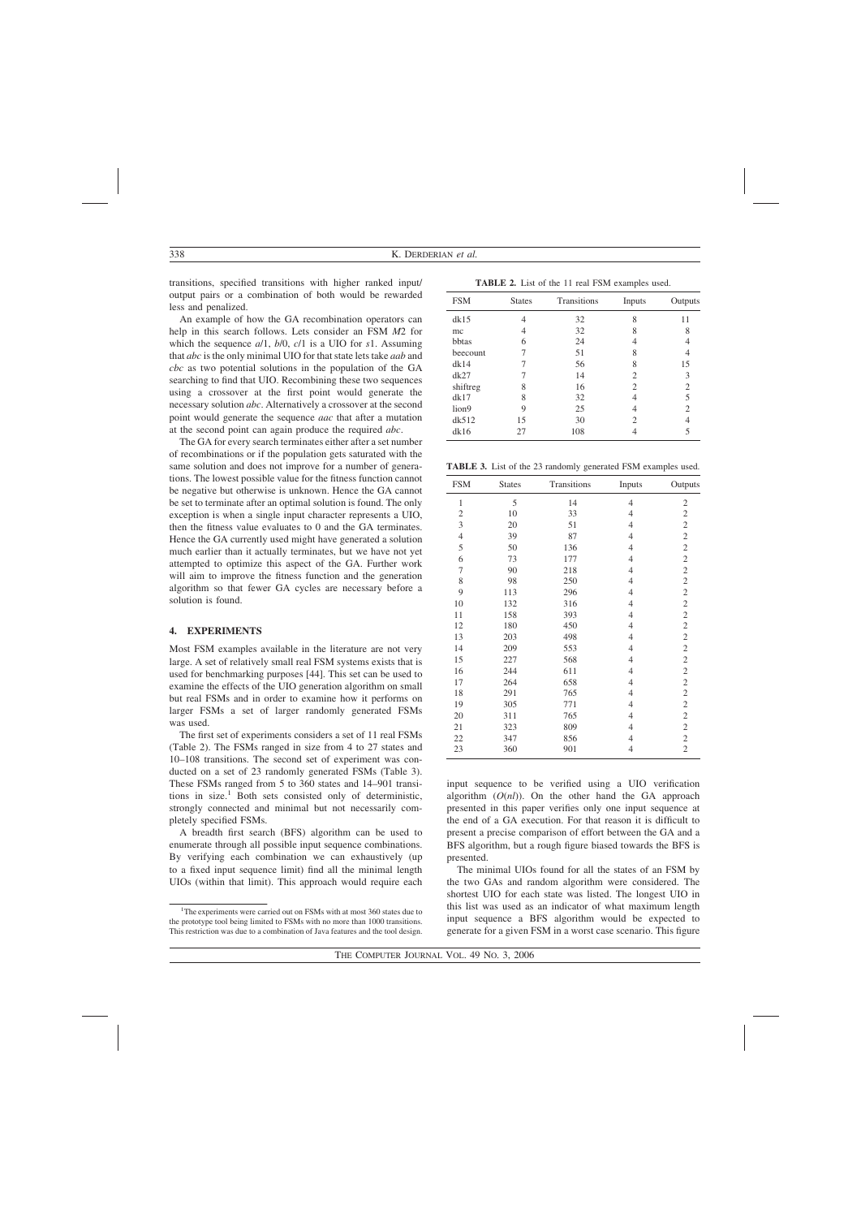transitions, specified transitions with higher ranked input/output pairs or a combination of both would be rewarded less and penalized.

An example of how the GA recombination operators can help in this search follows. Lets consider an FSM $M2$ for which the sequence $a/1$, $b/0$, $c/1$ is a UIO for $s1$. Assuming that *abc* is the only minimal UIO for that state lets take *aab* and *cbc* as two potential solutions in the population of the GA searching to find that UIO. Recombining these two sequences using a crossover at the first point would generate the necessary solution *abc*. Alternatively a crossover at the second point would generate the sequence *aac* that after a mutation at the second point can again produce the required *abc*.

The GA for every search terminates either after a set number of recombinations or if the population gets saturated with the same solution and does not improve for a number of generations. The lowest possible value for the fitness function cannot be negative but otherwise is unknown. Hence the GA cannot be set to terminate after an optimal solution is found. The only exception is when a single input character represents a UIO, then the fitness value evaluates to 0 and the GA terminates. Hence the GA currently used might have generated a solution much earlier than it actually terminates, but we have not yet attempted to optimize this aspect of the GA. Further work will aim to improve the fitness function and the generation algorithm so that fewer GA cycles are necessary before a solution is found.

## 4. EXPERIMENTS

Most FSM examples available in the literature are not very large. A set of relatively small real FSM systems exists that is used for benchmarking purposes [44]. This set can be used to examine the effects of the UIO generation algorithm on small but real FSMs and in order to examine how it performs on larger FSMs a set of larger randomly generated FSMs was used.

The first set of experiments considers a set of 11 real FSMs (Table 2). The FSMs ranged in size from 4 to 27 states and 10–108 transitions. The second set of experiment was conducted on a set of 23 randomly generated FSMs (Table 3). These FSMs ranged from 5 to 360 states and 14–901 transitions in size.[1] Both sets consisted only of deterministic, strongly connected and minimal but not necessarily completely specified FSMs.

A breadth first search (BFS) algorithm can be used to enumerate through all possible input sequence combinations. By verifying each combination we can exhaustively (up to a fixed input sequence limit) find all the minimal length UIOs (within that limit). This approach would require each input sequence to be verified using a UIO verification algorithm ($O(nl)$). On the other hand the GA approach presented in this paper verifies only one input sequence at the end of a GA execution. For that reason it is difficult to present a precise comparison of effort between the GA and a BFS algorithm, but a rough figure biased towards the BFS is presented.

The minimal UIOs found for all the states of an FSM by the two GAs and random algorithm were considered. The shortest UIO for each state was listed. The longest UIO in this list was used as an indicator of what maximum length input sequence a BFS algorithm would be expected to generate for a given FSM in a worst case scenario. This figure

**TABLE 2.** List of the 11 real FSM examples used.

| FSM | States | Transitions | Inputs | Outputs |
|---|---|---|---|---|
| dk15 | 4 | 32 | 8 | 11 |
| mc | 4 | 32 | 8 | 8 |
| bbtas | 6 | 24 | 4 | 4 |
| beecount | 7 | 51 | 8 | 4 |
| dk14 | 7 | 56 | 8 | 15 |
| dk27 | 7 | 14 | 2 | 3 |
| shiftreg | 8 | 16 | 2 | 2 |
| dk17 | 8 | 32 | 4 | 5 |
| lion9 | 9 | 25 | 4 | 2 |
| dk512 | 15 | 30 | 2 | 4 |
| dk16 | 27 | 108 | 4 | 5 |

**TABLE 3.** List of the 23 randomly generated FSM examples used.

| FSM | States | Transitions | Inputs | Outputs |
|---|---|---|---|---|
| 1 | 5 | 14 | 4 | 2 |
| 2 | 10 | 33 | 4 | 2 |
| 3 | 20 | 51 | 4 | 2 |
| 4 | 39 | 87 | 4 | 2 |
| 5 | 50 | 136 | 4 | 2 |
| 6 | 73 | 177 | 4 | 2 |
| 7 | 90 | 218 | 4 | 2 |
| 8 | 98 | 250 | 4 | 2 |
| 9 | 113 | 296 | 4 | 2 |
| 10 | 132 | 316 | 4 | 2 |
| 11 | 158 | 393 | 4 | 2 |
| 12 | 180 | 450 | 4 | 2 |
| 13 | 203 | 498 | 4 | 2 |
| 14 | 209 | 553 | 4 | 2 |
| 15 | 227 | 568 | 4 | 2 |
| 16 | 244 | 611 | 4 | 2 |
| 17 | 264 | 658 | 4 | 2 |
| 18 | 291 | 765 | 4 | 2 |
| 19 | 305 | 771 | 4 | 2 |
| 20 | 311 | 765 | 4 | 2 |
| 21 | 323 | 809 | 4 | 2 |
| 22 | 347 | 856 | 4 | 2 |
| 23 | 360 | 901 | 4 | 2 |

[1] The experiments were carried out on FSMs with at most 360 states due to the prototype tool being limited to FSMs with no more than 1000 transitions. This restriction was due to a combination of Java features and the tool design.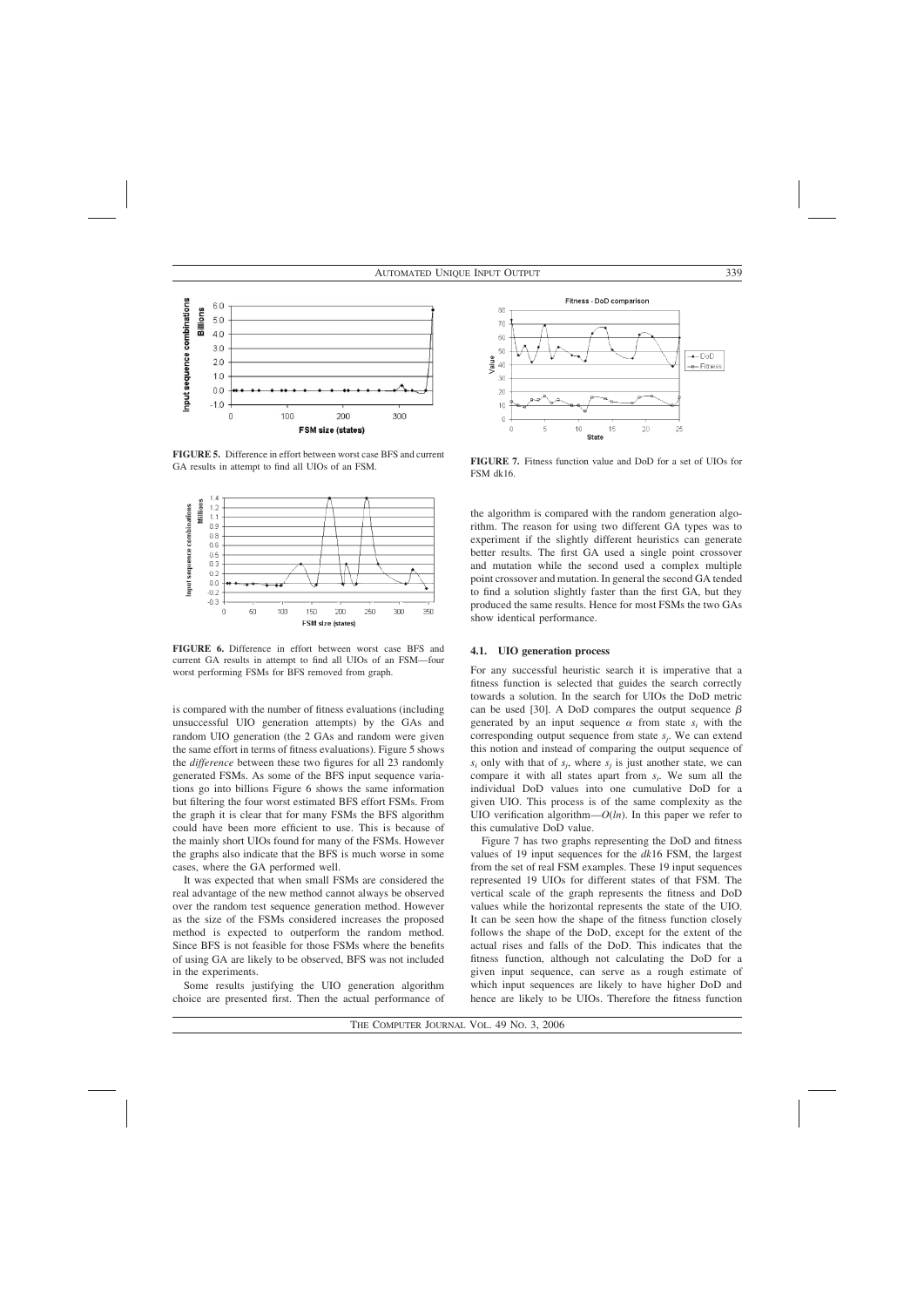**FIGURE 5.** Difference in effort between worst case BFS and current GA results in attempt to find all UIOs of an FSM.

**FIGURE 6.** Difference in effort between worst case BFS and current GA results in attempt to find all UIOs of an FSM—four worst performing FSMs for BFS removed from graph.

is compared with the number of fitness evaluations (including unsuccessful UIO generation attempts) by the GAs and random UIO generation (the 2 GAs and random were given the same effort in terms of fitness evaluations). Figure 5 shows the *difference* between these two figures for all 23 randomly generated FSMs. As some of the BFS input sequence variations go into billions Figure 6 shows the same information but filtering the four worst estimated BFS effort FSMs. From the graph it is clear that for many FSMs the BFS algorithm could have been more efficient to use. This is because of the mainly short UIOs found for many of the FSMs. However the graphs also indicate that the BFS is much worse in some cases, where the GA performed well.

It was expected that when small FSMs are considered the real advantage of the new method cannot always be observed over the random test sequence generation method. However as the size of the FSMs considered increases the proposed method is expected to outperform the random method. Since BFS is not feasible for those FSMs where the benefits of using GA are likely to be observed, BFS was not included in the experiments.

Some results justifying the UIO generation algorithm choice are presented first. Then the actual performance of

**FIGURE 7.** Fitness function value and DoD for a set of UIOs for FSM dk16.

the algorithm is compared with the random generation algorithm. The reason for using two different GA types was to experiment if the slightly different heuristics can generate better results. The first GA used a single point crossover and mutation while the second used a complex multiple point crossover and mutation. In general the second GA tended to find a solution slightly faster than the first GA, but they produced the same results. Hence for most FSMs the two GAs show identical performance.

### 4.1. UIO generation process

For any successful heuristic search it is imperative that a fitness function is selected that guides the search correctly towards a solution. In the search for UIOs the DoD metric can be used [30]. A DoD compares the output sequence $\beta$ generated by an input sequence $\alpha$ from state $s_i$ with the corresponding output sequence from state $s_j$. We can extend this notion and instead of comparing the output sequence of $s_i$ only with that of $s_j$, where $s_j$ is just another state, we can compare it with all states apart from $s_i$. We sum all the individual DoD values into one cumulative DoD for a given UIO. This process is of the same complexity as the UIO verification algorithm—$O(ln)$. In this paper we refer to this cumulative DoD value.

Figure 7 has two graphs representing the DoD and fitness values of 19 input sequences for the *dk*16 FSM, the largest from the set of real FSM examples. These 19 input sequences represented 19 UIOs for different states of that FSM. The vertical scale of the graph represents the fitness and DoD values while the horizontal represents the state of the UIO. It can be seen how the shape of the fitness function closely follows the shape of the DoD, except for the extent of the actual rises and falls of the DoD. This indicates that the fitness function, although not calculating the DoD for a given input sequence, can serve as a rough estimate of which input sequences are likely to have higher DoD and hence are likely to be UIOs. Therefore the fitness function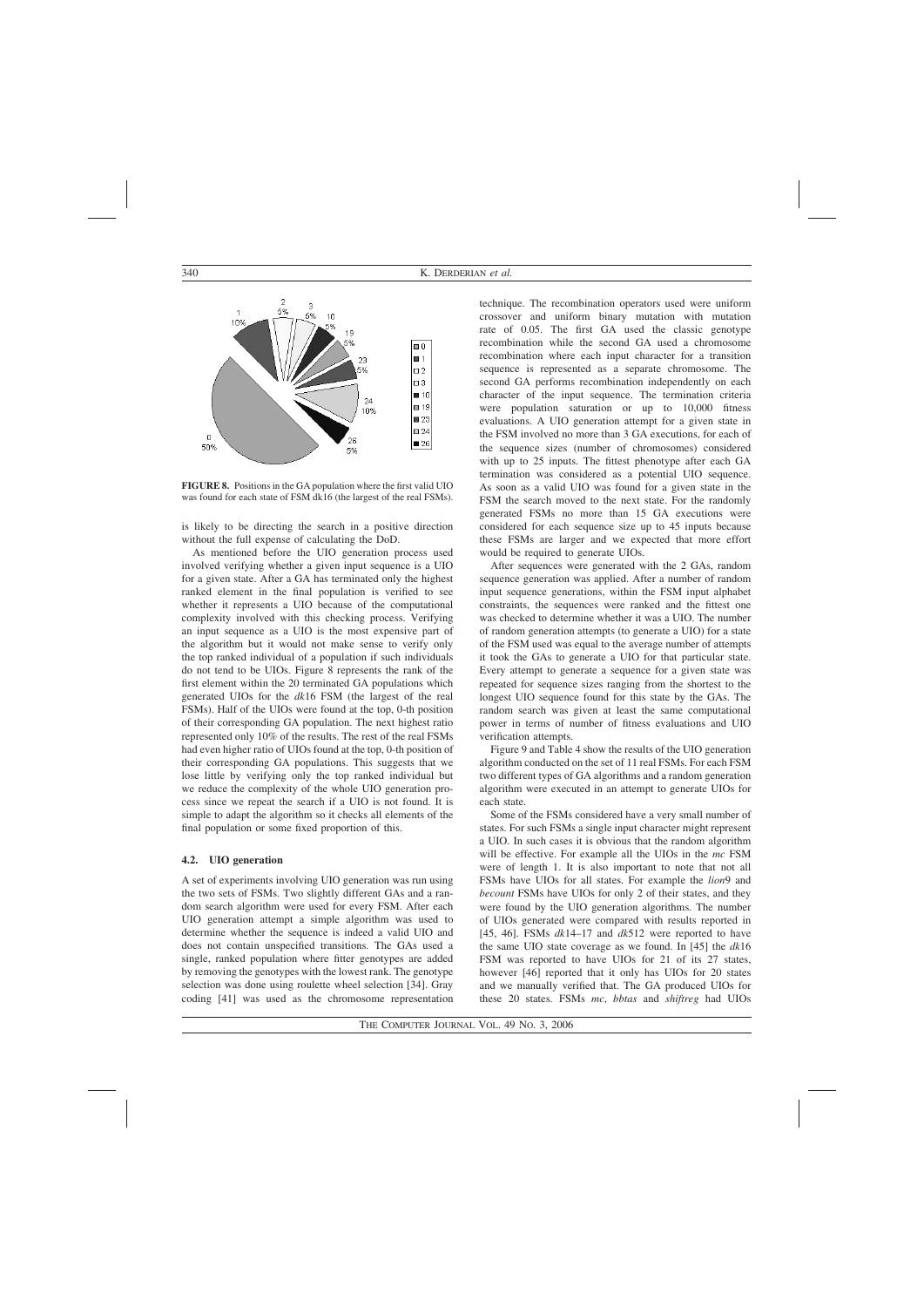**FIGURE 8.** Positions in the GA population where the first valid UIO was found for each state of FSM dk16 (the largest of the real FSMs).

is likely to be directing the search in a positive direction without the full expense of calculating the DoD.

As mentioned before the UIO generation process used involved verifying whether a given input sequence is a UIO for a given state. After a GA has terminated only the highest ranked element in the final population is verified to see whether it represents a UIO because of the computational complexity involved with this checking process. Verifying an input sequence as a UIO is the most expensive part of the algorithm but it would not make sense to verify only the top ranked individual of a population if such individuals do not tend to be UIOs. Figure 8 represents the rank of the first element within the 20 terminated GA populations which generated UIOs for the *dk*16 FSM (the largest of the real FSMs). Half of the UIOs were found at the top, 0-th position of their corresponding GA population. The next highest ratio represented only 10% of the results. The rest of the real FSMs had even higher ratio of UIOs found at the top, 0-th position of their corresponding GA populations. This suggests that we lose little by verifying only the top ranked individual but we reduce the complexity of the whole UIO generation process since we repeat the search if a UIO is not found. It is simple to adapt the algorithm so it checks all elements of the final population or some fixed proportion of this.

### 4.2. UIO generation

A set of experiments involving UIO generation was run using the two sets of FSMs. Two slightly different GAs and a random search algorithm were used for every FSM. After each UIO generation attempt a simple algorithm was used to determine whether the sequence is indeed a valid UIO and does not contain unspecified transitions. The GAs used a single, ranked population where fitter genotypes are added by removing the genotypes with the lowest rank. The genotype selection was done using roulette wheel selection [34]. Gray coding [41] was used as the chromosome representation technique. The recombination operators used were uniform crossover and uniform binary mutation with mutation rate of 0.05. The first GA used the classic genotype recombination while the second GA used a chromosome recombination where each input character for a transition sequence is represented as a separate chromosome. The second GA performs recombination independently on each character of the input sequence. The termination criteria were population saturation or up to 10,000 fitness evaluations. A UIO generation attempt for a given state in the FSM involved no more than 3 GA executions, for each of the sequence sizes (number of chromosomes) considered with up to 25 inputs. The fittest phenotype after each GA termination was considered as a potential UIO sequence. As soon as a valid UIO was found for a given state in the FSM the search moved to the next state. For the randomly generated FSMs no more than 15 GA executions were considered for each sequence size up to 45 inputs because these FSMs are larger and we expected that more effort would be required to generate UIOs.

After sequences were generated with the 2 GAs, random sequence generation was applied. After a number of random input sequence generations, within the FSM input alphabet constraints, the sequences were ranked and the fittest one was checked to determine whether it was a UIO. The number of random generation attempts (to generate a UIO) for a state of the FSM used was equal to the average number of attempts it took the GAs to generate a UIO for that particular state. Every attempt to generate a sequence for a given state was repeated for sequence sizes ranging from the shortest to the longest UIO sequence found for this state by the GAs. The random search was given at least the same computational power in terms of number of fitness evaluations and UIO verification attempts.

Figure 9 and Table 4 show the results of the UIO generation algorithm conducted on the set of 11 real FSMs. For each FSM two different types of GA algorithms and a random generation algorithm were executed in an attempt to generate UIOs for each state.

Some of the FSMs considered have a very small number of states. For such FSMs a single input character might represent a UIO. In such cases it is obvious that the random algorithm will be effective. For example all the UIOs in the *mc* FSM were of length 1. It is also important to note that not all FSMs have UIOs for all states. For example the *lion*9 and *becount* FSMs have UIOs for only 2 of their states, and they were found by the UIO generation algorithms. The number of UIOs generated were compared with results reported in [45, 46]. FSMs *dk*14–17 and *dk*512 were reported to have the same UIO state coverage as we found. In [45] the *dk*16 FSM was reported to have UIOs for 21 of its 27 states, however [46] reported that it only has UIOs for 20 states and we manually verified that. The GA produced UIOs for these 20 states. FSMs *mc*, *bbtas* and *shiftreg* had UIOs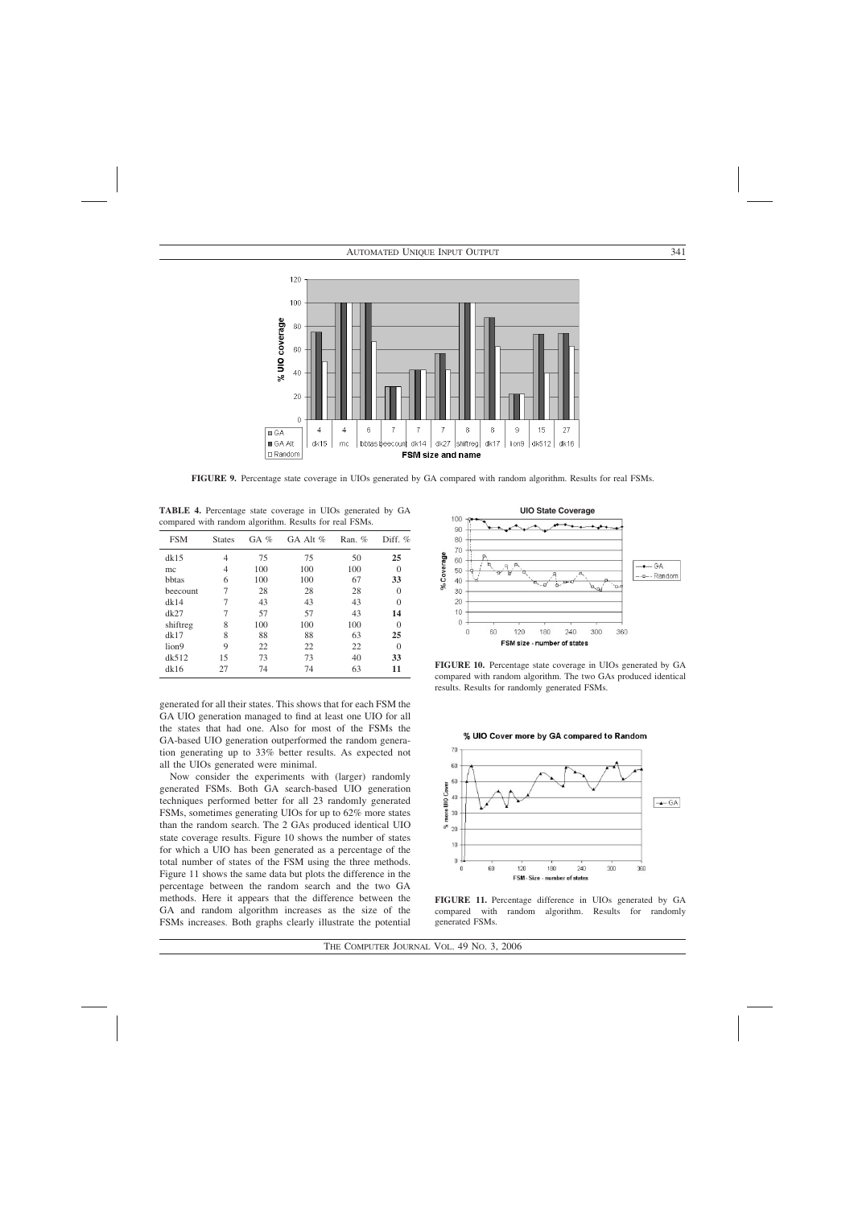**FIGURE 9.** Percentage state coverage in UIOs generated by GA compared with random algorithm. Results for real FSMs.

**TABLE 4.** Percentage state coverage in UIOs generated by GA compared with random algorithm. Results for real FSMs.

| FSM | States | GA % | GA Alt % | Ran. % | Diff. % |
|---|---|---|---|---|---|
| dk15 | 4 | 75 | 75 | 50 | **25** |
| mc | 4 | 100 | 100 | 100 | 0 |
| bbtas | 6 | 100 | 100 | 67 | **33** |
| beecount | 7 | 28 | 28 | 28 | 0 |
| dk14 | 7 | 43 | 43 | 43 | 0 |
| dk27 | 7 | 57 | 57 | 43 | **14** |
| shiftreg | 8 | 100 | 100 | 100 | 0 |
| dk17 | 8 | 88 | 88 | 63 | **25** |
| lion9 | 9 | 22 | 22 | 22 | 0 |
| dk512 | 15 | 73 | 73 | 40 | **33** |
| dk16 | 27 | 74 | 74 | 63 | **11** |

generated for all their states. This shows that for each FSM the GA UIO generation managed to find at least one UIO for all the states that had one. Also for most of the FSMs the GA-based UIO generation outperformed the random generation generating up to 33% better results. As expected not all the UIOs generated were minimal.

Now consider the experiments with (larger) randomly generated FSMs. Both GA search-based UIO generation techniques performed better for all 23 randomly generated FSMs, sometimes generating UIOs for up to 62% more states than the random search. The 2 GAs produced identical UIO state coverage results. Figure 10 shows the number of states for which a UIO has been generated as a percentage of the total number of states of the FSM using the three methods. Figure 11 shows the same data but plots the difference in the percentage between the random search and the two GA methods. Here it appears that the difference between the GA and random algorithm increases as the size of the FSMs increases. Both graphs clearly illustrate the potential

**FIGURE 10.** Percentage state coverage in UIOs generated by GA compared with random algorithm. The two GAs produced identical results. Results for randomly generated FSMs.

**FIGURE 11.** Percentage difference in UIOs generated by GA compared with random algorithm. Results for randomly generated FSMs.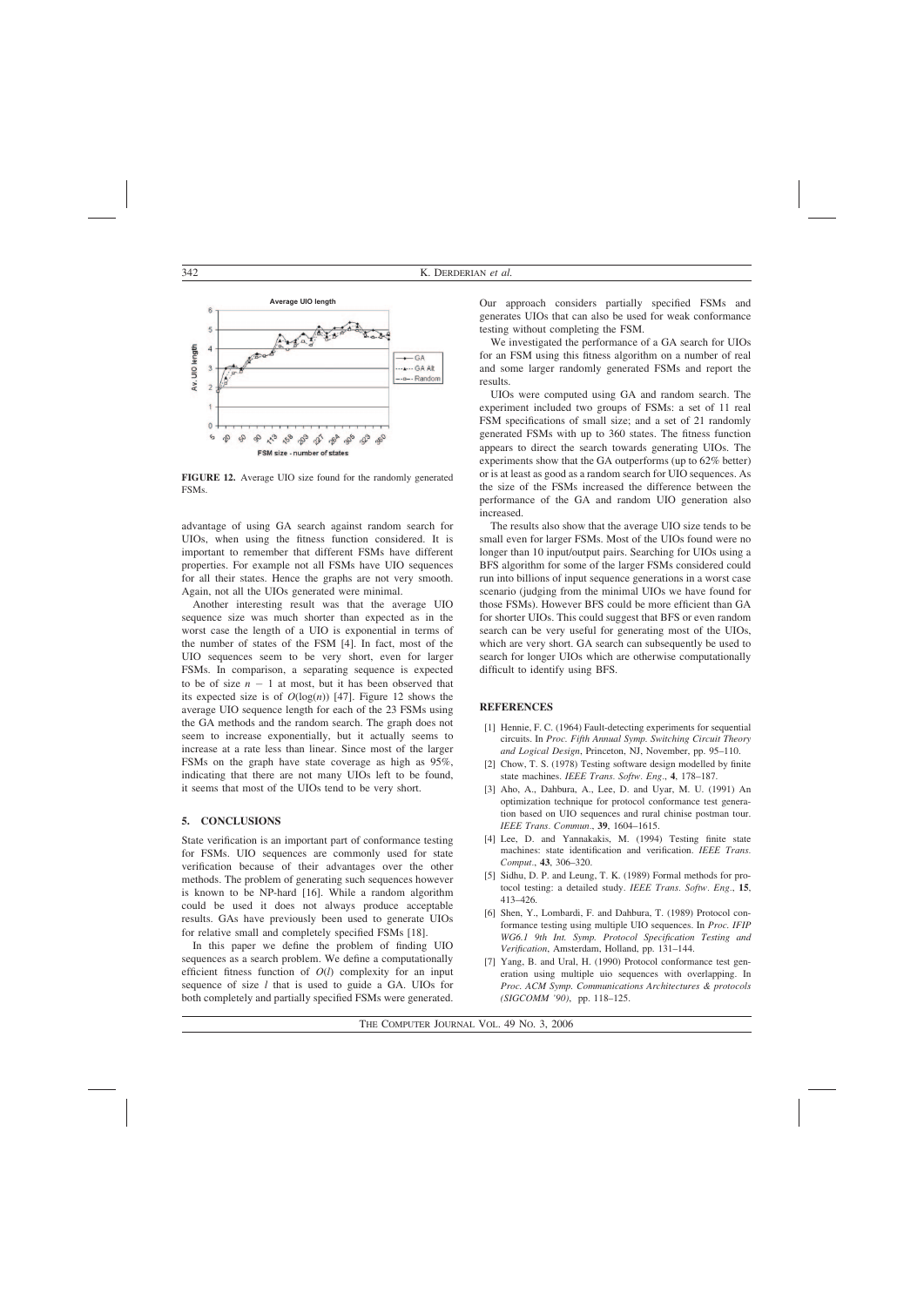**FIGURE 12.** Average UIO size found for the randomly generated FSMs.

advantage of using GA search against random search for UIOs, when using the fitness function considered. It is important to remember that different FSMs have different properties. For example not all FSMs have UIO sequences for all their states. Hence the graphs are not very smooth. Again, not all the UIOs generated were minimal.

Another interesting result was that the average UIO sequence size was much shorter than expected as in the worst case the length of a UIO is exponential in terms of the number of states of the FSM [4]. In fact, most of the UIO sequences seem to be very short, even for larger FSMs. In comparison, a separating sequence is expected to be of size $n - 1$ at most, but it has been observed that its expected size is of $O(\log(n))$ [47]. Figure 12 shows the average UIO sequence length for each of the 23 FSMs using the GA methods and the random search. The graph does not seem to increase exponentially, but it actually seems to increase at a rate less than linear. Since most of the larger FSMs on the graph have state coverage as high as 95%, indicating that there are not many UIOs left to be found, it seems that most of the UIOs tend to be very short.

## 5. CONCLUSIONS

State verification is an important part of conformance testing for FSMs. UIO sequences are commonly used for state verification because of their advantages over the other methods. The problem of generating such sequences however is known to be NP-hard [16]. While a random algorithm could be used it does not always produce acceptable results. GAs have previously been used to generate UIOs for relative small and completely specified FSMs [18].

In this paper we define the problem of finding UIO sequences as a search problem. We define a computationally efficient fitness function of $O(l)$ complexity for an input sequence of size $l$ that is used to guide a GA. UIOs for both completely and partially specified FSMs were generated. Our approach considers partially specified FSMs and generates UIOs that can also be used for weak conformance testing without completing the FSM.

We investigated the performance of a GA search for UIOs for an FSM using this fitness algorithm on a number of real and some larger randomly generated FSMs and report the results.

UIOs were computed using GA and random search. The experiment included two groups of FSMs: a set of 11 real FSM specifications of small size; and a set of 21 randomly generated FSMs with up to 360 states. The fitness function appears to direct the search towards generating UIOs. The experiments show that the GA outperforms (up to 62% better) or is at least as good as a random search for UIO sequences. As the size of the FSMs increased the difference between the performance of the GA and random UIO generation also increased.

The results also show that the average UIO size tends to be small even for larger FSMs. Most of the UIOs found were no longer than 10 input/output pairs. Searching for UIOs using a BFS algorithm for some of the larger FSMs considered could run into billions of input sequence generations in a worst case scenario (judging from the minimal UIOs we have found for those FSMs). However BFS could be more efficient than GA for shorter UIOs. This could suggest that BFS or even random search can be very useful for generating most of the UIOs, which are very short. GA search can subsequently be used to search for longer UIOs which are otherwise computationally difficult to identify using BFS.

## REFERENCES

[1] Hennie, F. C. (1964) Fault-detecting experiments for sequential circuits. In *Proc. Fifth Annual Symp. Switching Circuit Theory and Logical Design*, Princeton, NJ, November, pp. 95–110.

[2] Chow, T. S. (1978) Testing software design modelled by finite state machines. *IEEE Trans. Softw. Eng.*, **4**, 178–187.

[3] Aho, A., Dahbura, A., Lee, D. and Uyar, M. U. (1991) An optimization technique for protocol conformance test generation based on UIO sequences and rural chinise postman tour. *IEEE Trans. Commun.*, **39**, 1604–1615.

[4] Lee, D. and Yannakakis, M. (1994) Testing finite state machines: state identification and verification. *IEEE Trans. Comput.*, **43**, 306–320.

[5] Sidhu, D. P. and Leung, T. K. (1989) Formal methods for protocol testing: a detailed study. *IEEE Trans. Softw. Eng.*, **15**, 413–426.

[6] Shen, Y., Lombardi, F. and Dahbura, T. (1989) Protocol conformance testing using multiple UIO sequences. In *Proc. IFIP WG6.1 9th Int. Symp. Protocol Specification Testing and Verification*, Amsterdam, Holland, pp. 131–144.

[7] Yang, B. and Ural, H. (1990) Protocol conformance test generation using multiple uio sequences with overlapping. In *Proc. ACM Symp. Communications Architectures & protocols (SIGCOMM '90)*, pp. 118–125.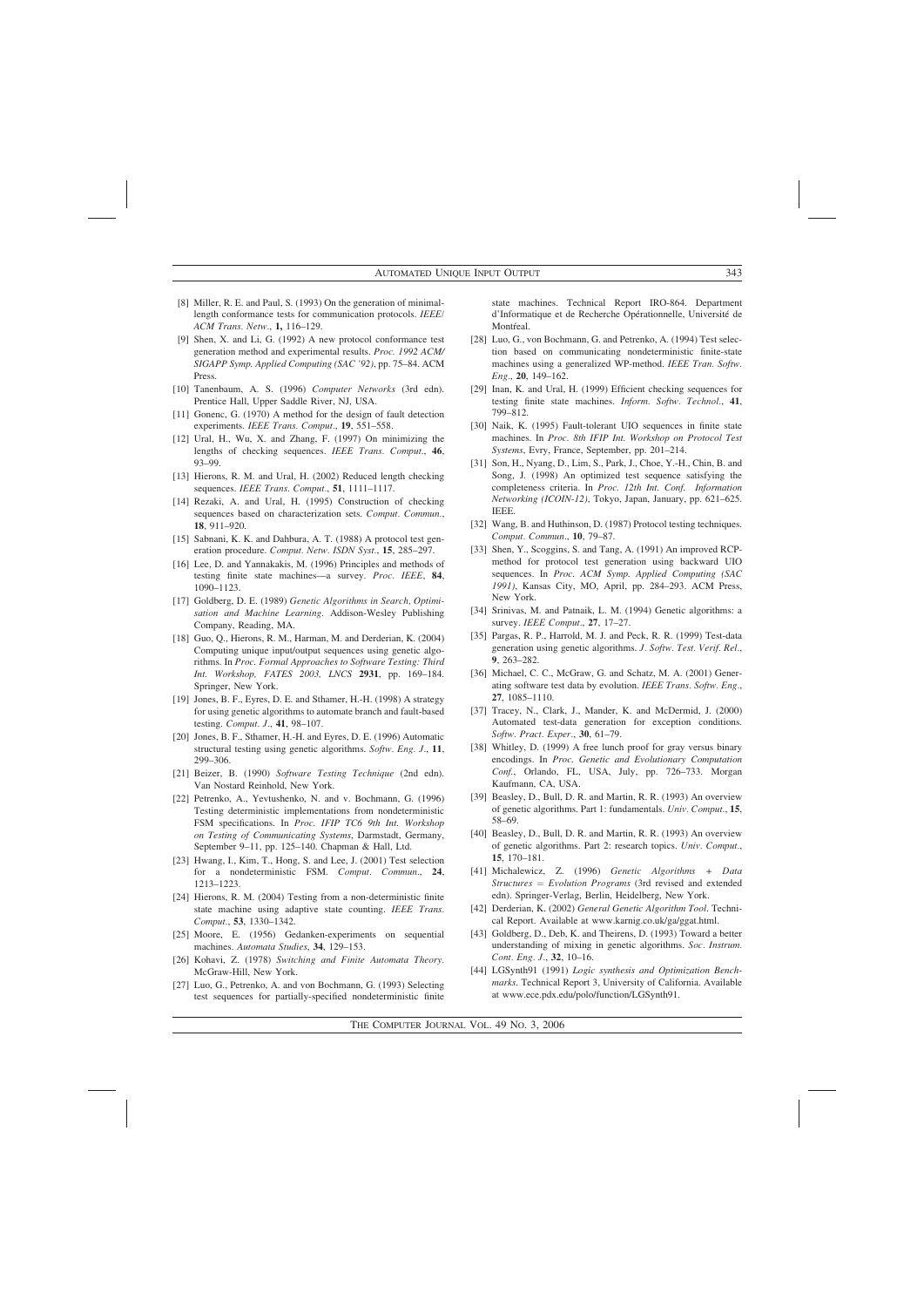[8] Miller, R. E. and Paul, S. (1993) On the generation of minimal-length conformance tests for communication protocols. *IEEE/ACM Trans. Netw.*, **1,** 116–129.

[9] Shen, X. and Li, G. (1992) A new protocol conformance test generation method and experimental results. *Proc. 1992 ACM/SIGAPP Symp. Applied Computing (SAC '92)*, pp. 75–84. ACM Press.

[10] Tanenbaum, A. S. (1996) *Computer Networks* (3rd edn). Prentice Hall, Upper Saddle River, NJ, USA.

[11] Gonenc, G. (1970) A method for the design of fault detection experiments. *IEEE Trans. Comput.*, **19**, 551–558.

[12] Ural, H., Wu, X. and Zhang, F. (1997) On minimizing the lengths of checking sequences. *IEEE Trans. Comput.*, **46**, 93–99.

[13] Hierons, R. M. and Ural, H. (2002) Reduced length checking sequences. *IEEE Trans. Comput.*, **51**, 1111–1117.

[14] Rezaki, A. and Ural, H. (1995) Construction of checking sequences based on characterization sets. *Comput. Commun.*, **18**, 911–920.

[15] Sabnani, K. K. and Dahbura, A. T. (1988) A protocol test generation procedure. *Comput. Netw. ISDN Syst.*, **15**, 285–297.

[16] Lee, D. and Yannakakis, M. (1996) Principles and methods of testing finite state machines—a survey. *Proc. IEEE*, **84**, 1090–1123.

[17] Goldberg, D. E. (1989) *Genetic Algorithms in Search, Optimisation and Machine Learning*. Addison-Wesley Publishing Company, Reading, MA.

[18] Guo, Q., Hierons, R. M., Harman, M. and Derderian, K. (2004) Computing unique input/output sequences using genetic algorithms. In *Proc. Formal Approaches to Software Testing: Third Int. Workshop, FATES 2003, LNCS* **2931**, pp. 169–184. Springer, New York.

[19] Jones, B. F., Eyres, D. E. and Sthamer, H.-H. (1998) A strategy for using genetic algorithms to automate branch and fault-based testing. *Comput. J.*, **41**, 98–107.

[20] Jones, B. F., Sthamer, H.-H. and Eyres, D. E. (1996) Automatic structural testing using genetic algorithms. *Softw. Eng. J.*, **11**, 299–306.

[21] Beizer, B. (1990) *Software Testing Technique* (2nd edn). Van Nostard Reinhold, New York.

[22] Petrenko, A., Yevtushenko, N. and v. Bochmann, G. (1996) Testing deterministic implementations from nondeterministic FSM specifications. In *Proc. IFIP TC6 9th Int. Workshop on Testing of Communicating Systems*, Darmstadt, Germany, September 9–11, pp. 125–140. Chapman & Hall, Ltd.

[23] Hwang, I., Kim, T., Hong, S. and Lee, J. (2001) Test selection for a nondeterministic FSM. *Comput. Commun.*, **24**, 1213–1223.

[24] Hierons, R. M. (2004) Testing from a non-deterministic finite state machine using adaptive state counting. *IEEE Trans. Comput.*, **53**, 1330–1342.

[25] Moore, E. (1956) Gedanken-experiments on sequential machines. *Automata Studies*, **34**, 129–153.

[26] Kohavi, Z. (1978) *Switching and Finite Automata Theory.* McGraw-Hill, New York.

[27] Luo, G., Petrenko, A. and von Bochmann, G. (1993) Selecting test sequences for partially-specified nondeterministic finite state machines. Technical Report IRO-864. Department d'Informatique et de Recherche Opérationnelle, Université de Montréal.

[28] Luo, G., von Bochmann, G. and Petrenko, A. (1994) Test selection based on communicating nondeterministic finite-state machines using a generalized WP-method. *IEEE Tran. Softw. Eng.*, **20**, 149–162.

[29] Inan, K. and Ural, H. (1999) Efficient checking sequences for testing finite state machines. *Inform. Softw. Technol.*, **41**, 799–812.

[30] Naik, K. (1995) Fault-tolerant UIO sequences in finite state machines. In *Proc. 8th IFIP Int. Workshop on Protocol Test Systems*, Evry, France, September, pp. 201–214.

[31] Son, H., Nyang, D., Lim, S., Park, J., Choe, Y.-H., Chin, B. and Song, J. (1998) An optimized test sequence satisfying the completeness criteria. In *Proc. 12th Int. Conf. Information Networking (ICOIN-12)*, Tokyo, Japan, January, pp. 621–625. IEEE.

[32] Wang, B. and Huthinson, D. (1987) Protocol testing techniques. *Comput. Commun.*, **10**, 79–87.

[33] Shen, Y., Scoggins, S. and Tang, A. (1991) An improved RCP-method for protocol test generation using backward UIO sequences. In *Proc. ACM Symp. Applied Computing (SAC 1991)*, Kansas City, MO, April, pp. 284–293. ACM Press, New York.

[34] Srinivas, M. and Patnaik, L. M. (1994) Genetic algorithms: a survey. *IEEE Comput.*, **27**, 17–27.

[35] Pargas, R. P., Harrold, M. J. and Peck, R. R. (1999) Test-data generation using genetic algorithms. *J. Softw. Test. Verif. Rel.*, **9**, 263–282.

[36] Michael, C. C., McGraw, G. and Schatz, M. A. (2001) Generating software test data by evolution. *IEEE Trans. Softw. Eng.*, **27**, 1085–1110.

[37] Tracey, N., Clark, J., Mander, K. and McDermid, J. (2000) Automated test-data generation for exception conditions. *Softw. Pract. Exper.*, **30**, 61–79.

[38] Whitley, D. (1999) A free lunch proof for gray versus binary encodings. In *Proc. Genetic and Evolutionary Computation Conf.*, Orlando, FL, USA, July, pp. 726–733. Morgan Kaufmann, CA, USA.

[39] Beasley, D., Bull, D. R. and Martin, R. R. (1993) An overview of genetic algorithms. Part 1: fundamentals. *Univ. Comput.*, **15**, 58–69.

[40] Beasley, D., Bull, D. R. and Martin, R. R. (1993) An overview of genetic algorithms. Part 2: research topics. *Univ. Comput.*, **15**, 170–181.

[41] Michalewicz, Z. (1996) *Genetic Algorithms + Data Structures = Evolution Programs* (3rd revised and extended edn). Springer-Verlag, Berlin, Heidelberg, New York.

[42] Derderian, K. (2002) *General Genetic Algorithm Tool*. Technical Report. Available at www.karnig.co.uk/ga/ggat.html.

[43] Goldberg, D., Deb, K. and Theirens, D. (1993) Toward a better understanding of mixing in genetic algorithms. *Soc. Instrum. Cont. Eng. J.*, **32**, 10–16.

[44] LGSynth91 (1991) *Logic synthesis and Optimization Benchmarks*. Technical Report 3, University of California. Available at www.ece.pdx.edu/polo/function/LGSynth91.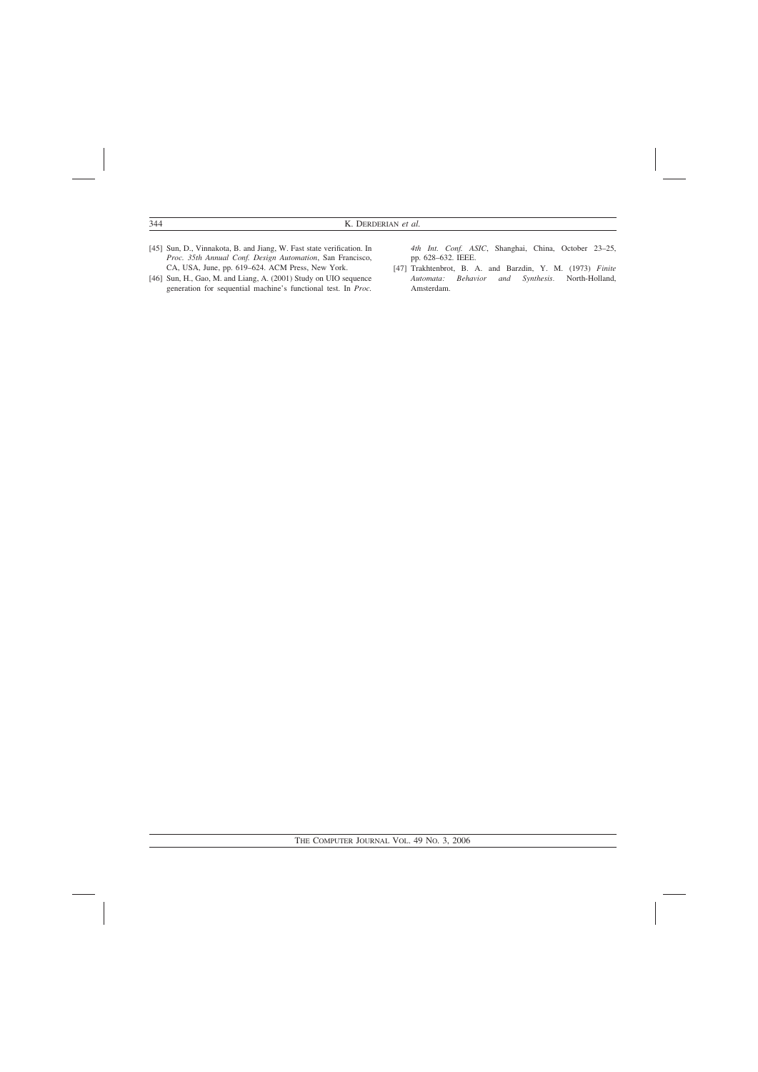[45] Sun, D., Vinnakota, B. and Jiang, W. Fast state verification. In *Proc. 35th Annual Conf. Design Automation*, San Francisco, CA, USA, June, pp. 619–624. ACM Press, New York.

[46] Sun, H., Gao, M. and Liang, A. (2001) Study on UIO sequence generation for sequential machine's functional test. In *Proc. 4th Int. Conf. ASIC*, Shanghai, China, October 23–25, pp. 628–632. IEEE.

[47] Trakhtenbrot, B. A. and Barzdin, Y. M. (1973) *Finite Automata: Behavior and Synthesis*. North-Holland, Amsterdam.